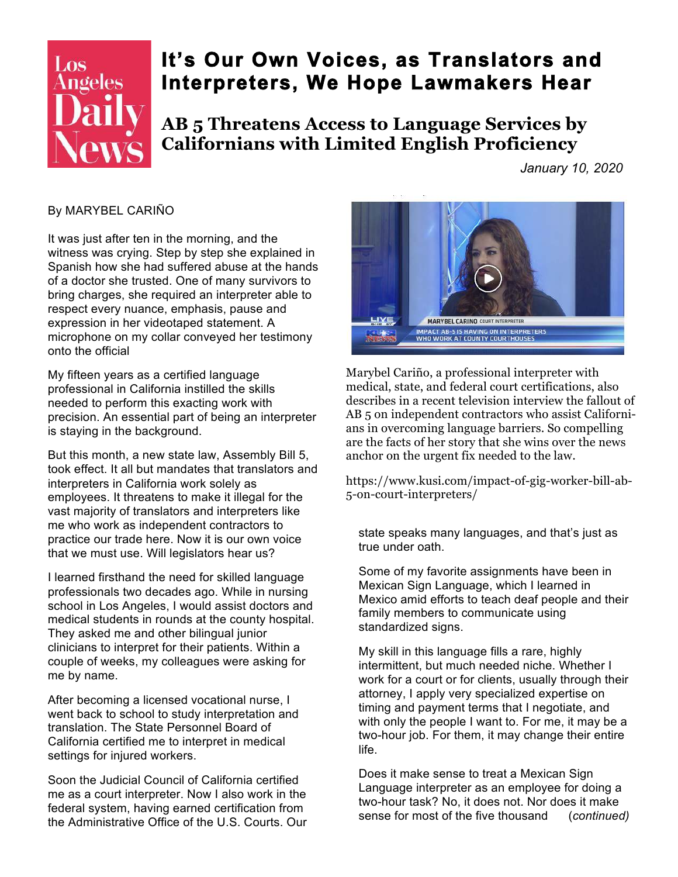Los Angeles Daily News

# It's Our Own Voices, as Translators and Interpreters, We Hope Lawmakers Hear

## AB 5 Threatens Access to Language Services by Californians with Limited English Proficiency

*January 10, 2020*

By MARYBEL CARIÑO

It was just after ten in the morning, and the witness was crying. Step by step she explained in Spanish how she had suffered abuse at the hands of a doctor she trusted. One of many survivors to bring charges, she required an interpreter able to respect every nuance, emphasis, pause and expression in her videotaped statement. A microphone on my collar conveyed her testimony onto the official

My fifteen years as a certified language professional in California instilled the skills needed to perform this exacting work with precision. An essential part of being an interpreter is staying in the background.

But this month, a new state law, Assembly Bill 5, took effect. It all but mandates that translators and interpreters in California work solely as employees. It threatens to make it illegal for the vast majority of translators and interpreters like me who work as independent contractors to practice our trade here. Now it is our own voice that we must use. Will legislators hear us?

I learned firsthand the need for skilled language professionals two decades ago. While in nursing school in Los Angeles, I would assist doctors and medical students in rounds at the county hospital. They asked me and other bilingual junior clinicians to interpret for their patients. Within a couple of weeks, my colleagues were asking for me by name.

After becoming a licensed vocational nurse, I went back to school to study interpretation and translation. The State Personnel Board of California certified me to interpret in medical settings for injured workers.

Soon the Judicial Council of California certified me as a court interpreter. Now I also work in the federal system, having earned certification from the Administrative Office of the U.S. Courts. Our state speaks many languages, and that's just as true under oath.

Some of my favorite assignments have been in Mexican Sign Language, which I learned in Mexico amid efforts to teach deaf people and their family members to communicate using standardized signs.

My skill in this language fills a rare, highly intermittent, but much needed niche. Whether I work for a court or for clients, usually through their attorney, I apply very specialized expertise on timing and payment terms that I negotiate, and with only the people I want to. For me, it may be a two-hour job. For them, it may change their entire life.

Does it make sense to treat a Mexican Sign Language interpreter as an employee for doing a two-hour task? No, it does not. Nor does it make sense for most of the five thousand *(continued)*

Marybel Cariño, a professional interpreter with medical, state, and federal court certifications, also describes in a recent television interview the fallout of AB 5 on independent contractors who assist Californians in overcoming language barriers. So compelling are the facts of her story that she wins over the news anchor on the urgent fix needed to the law.

https://www.kusi.com/impact-of-gig-worker-bill-ab-5-on-court-interpreters/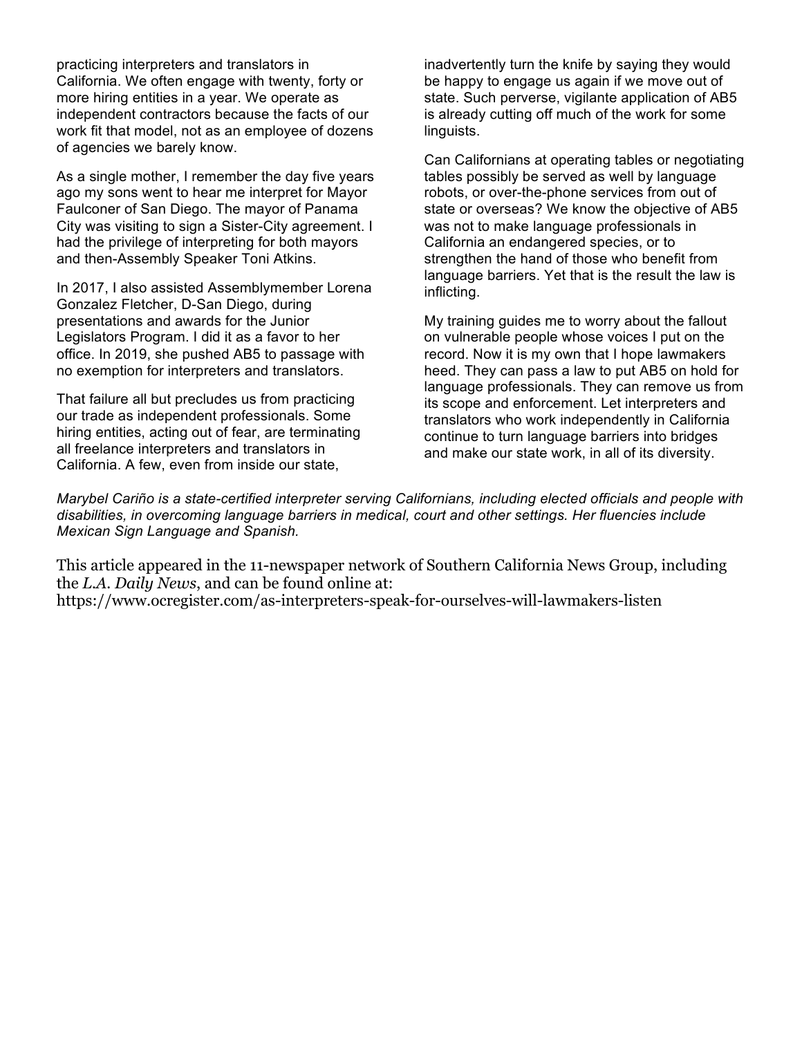practicing interpreters and translators in California. We often engage with twenty, forty or more hiring entities in a year. We operate as independent contractors because the facts of our work fit that model, not as an employee of dozens of agencies we barely know.

As a single mother, I remember the day five years ago my sons went to hear me interpret for Mayor Faulconer of San Diego. The mayor of Panama City was visiting to sign a Sister-City agreement. I had the privilege of interpreting for both mayors and then-Assembly Speaker Toni Atkins.

In 2017, I also assisted Assemblymember Lorena Gonzalez Fletcher, D-San Diego, during presentations and awards for the Junior Legislators Program. I did it as a favor to her office. In 2019, she pushed AB5 to passage with no exemption for interpreters and translators.

That failure all but precludes us from practicing our trade as independent professionals. Some hiring entities, acting out of fear, are terminating all freelance interpreters and translators in California. A few, even from inside our state, inadvertently turn the knife by saying they would be happy to engage us again if we move out of state. Such perverse, vigilante application of AB5 is already cutting off much of the work for some linguists.

Can Californians at operating tables or negotiating tables possibly be served as well by language robots, or over-the-phone services from out of state or overseas? We know the objective of AB5 was not to make language professionals in California an endangered species, or to strengthen the hand of those who benefit from language barriers. Yet that is the result the law is inflicting.

My training guides me to worry about the fallout on vulnerable people whose voices I put on the record. Now it is my own that I hope lawmakers heed. They can pass a law to put AB5 on hold for language professionals. They can remove us from its scope and enforcement. Let interpreters and translators who work independently in California continue to turn language barriers into bridges and make our state work, in all of its diversity.

*Marybel Cariño is a state-certified interpreter serving Californians, including elected officials and people with disabilities, in overcoming language barriers in medical, court and other settings. Her fluencies include Mexican Sign Language and Spanish.*

This article appeared in the 11-newspaper network of Southern California News Group, including the *L.A. Daily News*, and can be found online at:
https://www.ocregister.com/as-interpreters-speak-for-ourselves-will-lawmakers-listen